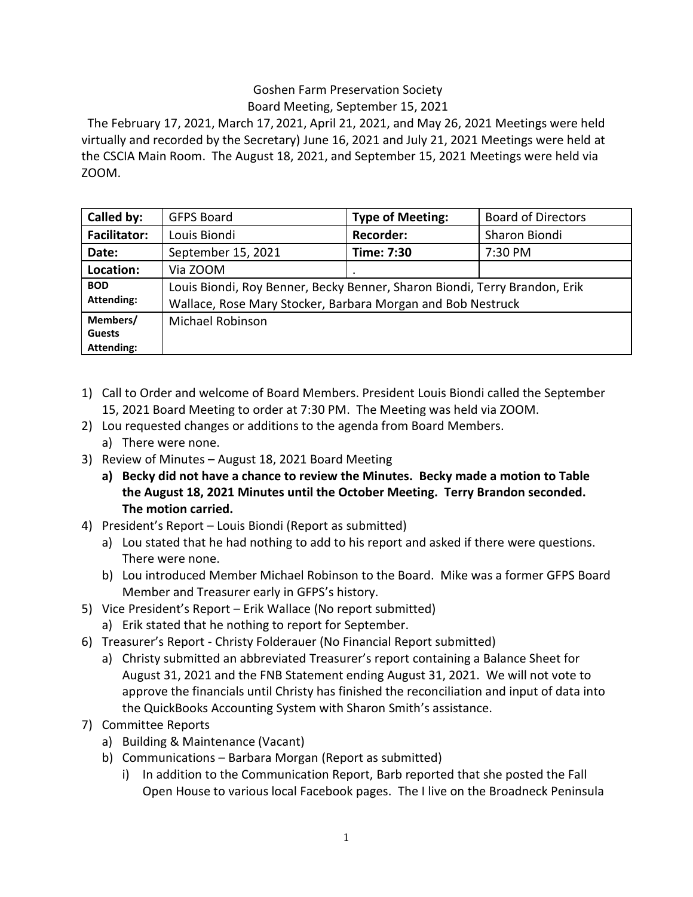Goshen Farm Preservation Society

Board Meeting, September 15, 2021

The February 17, 2021, March 17, 2021, April 21, 2021, and May 26, 2021 Meetings were held virtually and recorded by the Secretary) June 16, 2021 and July 21, 2021 Meetings were held at the CSCIA Main Room. The August 18, 2021, and September 15, 2021 Meetings were held via ZOOM.

| **Called by:** | GFPS Board | **Type of Meeting:** | Board of Directors |
|---|---|---|---|
| **Facilitator:** | Louis Biondi | **Recorder:** | Sharon Biondi |
| **Date:** | September 15, 2021 | **Time: 7:30** | 7:30 PM |
| **Location:** | Via ZOOM | . | |
| **BOD Attending:** | Louis Biondi, Roy Benner, Becky Benner, Sharon Biondi, Terry Brandon, Erik Wallace, Rose Mary Stocker, Barbara Morgan and Bob Nestruck | | |
| **Members/ Guests Attending:** | Michael Robinson | | |

1) Call to Order and welcome of Board Members. President Louis Biondi called the September 15, 2021 Board Meeting to order at 7:30 PM. The Meeting was held via ZOOM.
2) Lou requested changes or additions to the agenda from Board Members.
   a) There were none.
3) Review of Minutes – August 18, 2021 Board Meeting
   a) **Becky did not have a chance to review the Minutes. Becky made a motion to Table the August 18, 2021 Minutes until the October Meeting. Terry Brandon seconded. The motion carried.**
4) President's Report – Louis Biondi (Report as submitted)
   a) Lou stated that he had nothing to add to his report and asked if there were questions. There were none.
   b) Lou introduced Member Michael Robinson to the Board. Mike was a former GFPS Board Member and Treasurer early in GFPS's history.
5) Vice President's Report – Erik Wallace (No report submitted)
   a) Erik stated that he nothing to report for September.
6) Treasurer's Report - Christy Folderauer (No Financial Report submitted)
   a) Christy submitted an abbreviated Treasurer's report containing a Balance Sheet for August 31, 2021 and the FNB Statement ending August 31, 2021. We will not vote to approve the financials until Christy has finished the reconciliation and input of data into the QuickBooks Accounting System with Sharon Smith's assistance.
7) Committee Reports
   a) Building & Maintenance (Vacant)
   b) Communications – Barbara Morgan (Report as submitted)
      i) In addition to the Communication Report, Barb reported that she posted the Fall Open House to various local Facebook pages. The I live on the Broadneck Peninsula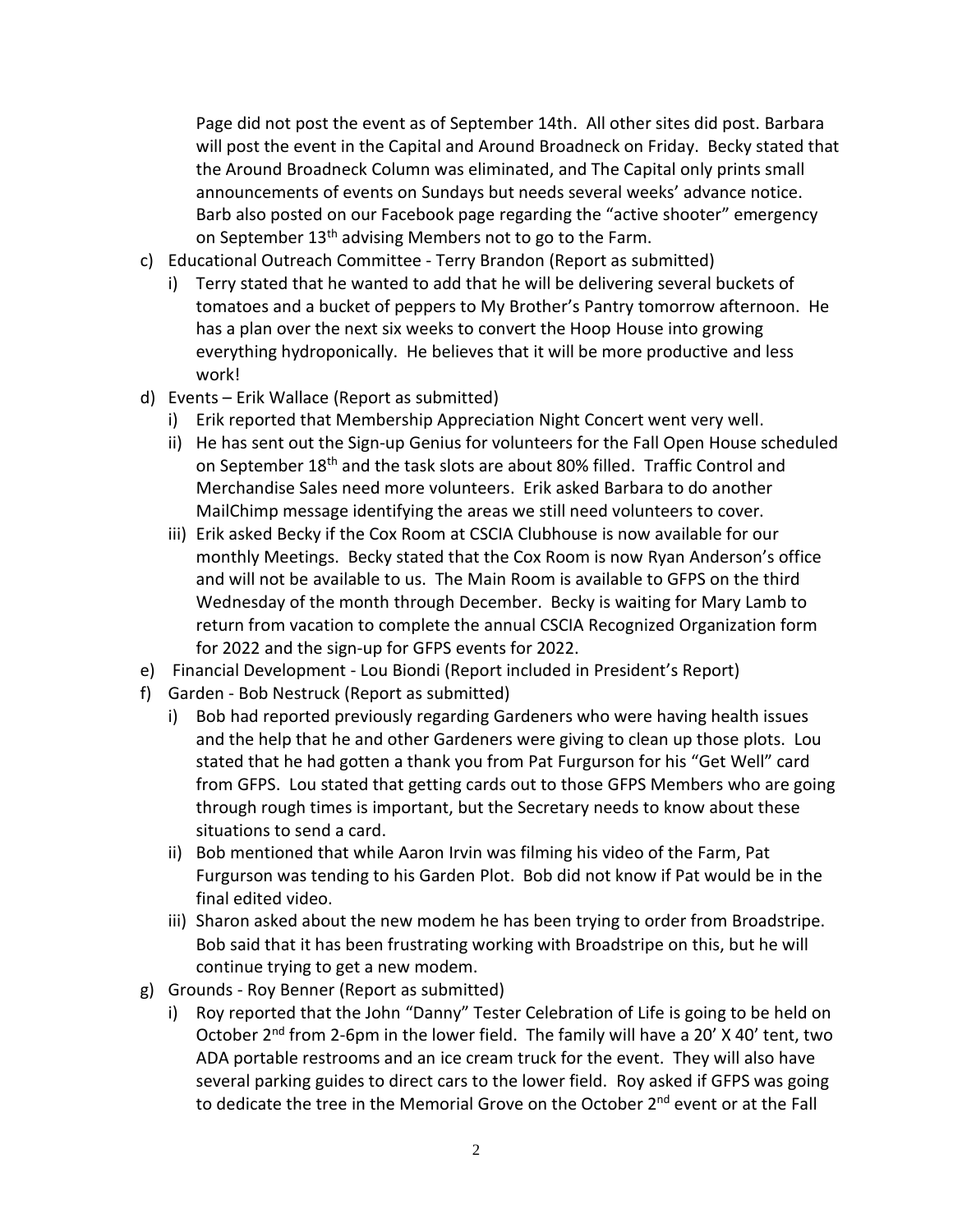Page did not post the event as of September 14th. All other sites did post. Barbara will post the event in the Capital and Around Broadneck on Friday. Becky stated that the Around Broadneck Column was eliminated, and The Capital only prints small announcements of events on Sundays but needs several weeks' advance notice. Barb also posted on our Facebook page regarding the "active shooter" emergency on September 13th advising Members not to go to the Farm.

c) Educational Outreach Committee - Terry Brandon (Report as submitted)
   i) Terry stated that he wanted to add that he will be delivering several buckets of tomatoes and a bucket of peppers to My Brother's Pantry tomorrow afternoon. He has a plan over the next six weeks to convert the Hoop House into growing everything hydroponically. He believes that it will be more productive and less work!

d) Events – Erik Wallace (Report as submitted)
   i) Erik reported that Membership Appreciation Night Concert went very well.
   ii) He has sent out the Sign-up Genius for volunteers for the Fall Open House scheduled on September 18th and the task slots are about 80% filled. Traffic Control and Merchandise Sales need more volunteers. Erik asked Barbara to do another MailChimp message identifying the areas we still need volunteers to cover.
   iii) Erik asked Becky if the Cox Room at CSCIA Clubhouse is now available for our monthly Meetings. Becky stated that the Cox Room is now Ryan Anderson's office and will not be available to us. The Main Room is available to GFPS on the third Wednesday of the month through December. Becky is waiting for Mary Lamb to return from vacation to complete the annual CSCIA Recognized Organization form for 2022 and the sign-up for GFPS events for 2022.

e) Financial Development - Lou Biondi (Report included in President's Report)

f) Garden - Bob Nestruck (Report as submitted)
   i) Bob had reported previously regarding Gardeners who were having health issues and the help that he and other Gardeners were giving to clean up those plots. Lou stated that he had gotten a thank you from Pat Furgurson for his "Get Well" card from GFPS. Lou stated that getting cards out to those GFPS Members who are going through rough times is important, but the Secretary needs to know about these situations to send a card.
   ii) Bob mentioned that while Aaron Irvin was filming his video of the Farm, Pat Furgurson was tending to his Garden Plot. Bob did not know if Pat would be in the final edited video.
   iii) Sharon asked about the new modem he has been trying to order from Broadstripe. Bob said that it has been frustrating working with Broadstripe on this, but he will continue trying to get a new modem.

g) Grounds - Roy Benner (Report as submitted)
   i) Roy reported that the John "Danny" Tester Celebration of Life is going to be held on October 2nd from 2-6pm in the lower field. The family will have a 20' X 40' tent, two ADA portable restrooms and an ice cream truck for the event. They will also have several parking guides to direct cars to the lower field. Roy asked if GFPS was going to dedicate the tree in the Memorial Grove on the October 2nd event or at the Fall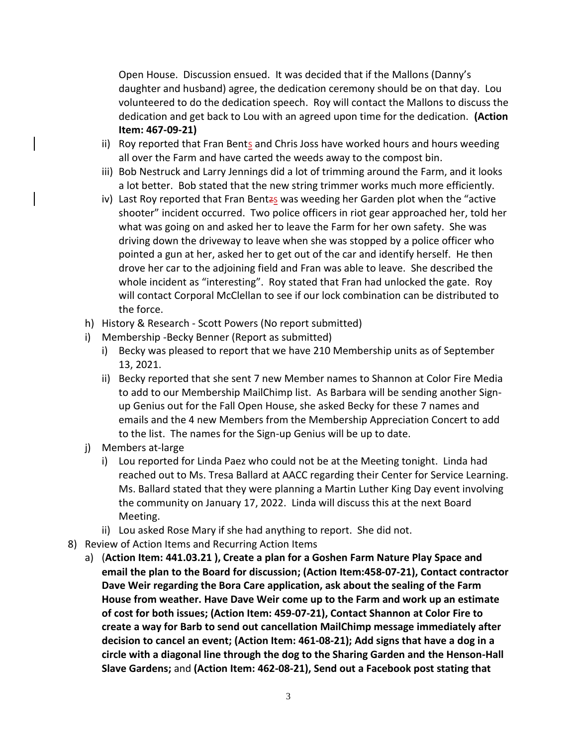Open House. Discussion ensued. It was decided that if the Mallons (Danny's daughter and husband) agree, the dedication ceremony should be on that day. Lou volunteered to do the dedication speech. Roy will contact the Mallons to discuss the dedication and get back to Lou with an agreed upon time for the dedication. **(Action Item: 467-09-21)**

   ii) Roy reported that Fran Bents and Chris Joss have worked hours and hours weeding all over the Farm and have carted the weeds away to the compost bin.
   iii) Bob Nestruck and Larry Jennings did a lot of trimming around the Farm, and it looks a lot better. Bob stated that the new string trimmer works much more efficiently.
   iv) Last Roy reported that Fran Bents was weeding her Garden plot when the "active shooter" incident occurred. Two police officers in riot gear approached her, told her what was going on and asked her to leave the Farm for her own safety. She was driving down the driveway to leave when she was stopped by a police officer who pointed a gun at her, asked her to get out of the car and identify herself. He then drove her car to the adjoining field and Fran was able to leave. She described the whole incident as "interesting". Roy stated that Fran had unlocked the gate. Roy will contact Corporal McClellan to see if our lock combination can be distributed to the force.

h) History & Research - Scott Powers (No report submitted)

i) Membership -Becky Benner (Report as submitted)
   i) Becky was pleased to report that we have 210 Membership units as of September 13, 2021.
   ii) Becky reported that she sent 7 new Member names to Shannon at Color Fire Media to add to our Membership MailChimp list. As Barbara will be sending another Sign-up Genius out for the Fall Open House, she asked Becky for these 7 names and emails and the 4 new Members from the Membership Appreciation Concert to add to the list. The names for the Sign-up Genius will be up to date.

j) Members at-large
   i) Lou reported for Linda Paez who could not be at the Meeting tonight. Linda had reached out to Ms. Tresa Ballard at AACC regarding their Center for Service Learning. Ms. Ballard stated that they were planning a Martin Luther King Day event involving the community on January 17, 2022. Linda will discuss this at the next Board Meeting.
   ii) Lou asked Rose Mary if she had anything to report. She did not.

8) Review of Action Items and Recurring Action Items

   a) (**Action Item: 441.03.21 ), Create a plan for a Goshen Farm Nature Play Space and email the plan to the Board for discussion; (Action Item:458-07-21), Contact contractor Dave Weir regarding the Bora Care application, ask about the sealing of the Farm House from weather. Have Dave Weir come up to the Farm and work up an estimate of cost for both issues; (Action Item: 459-07-21), Contact Shannon at Color Fire to create a way for Barb to send out cancellation MailChimp message immediately after decision to cancel an event; (Action Item: 461-08-21); Add signs that have a dog in a circle with a diagonal line through the dog to the Sharing Garden and the Henson-Hall Slave Gardens;** and **(Action Item: 462-08-21), Send out a Facebook post stating that**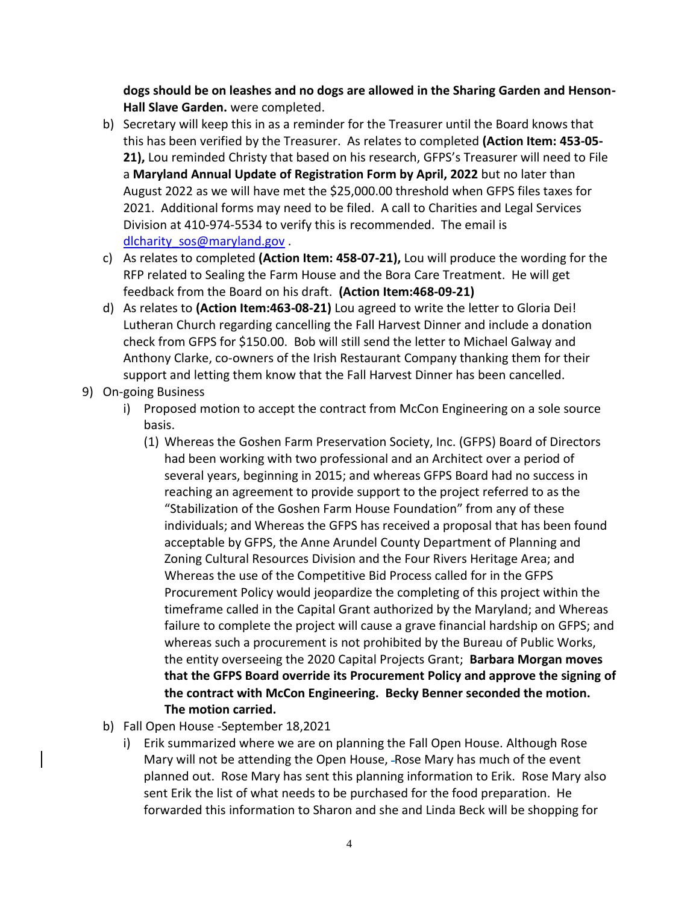**dogs should be on leashes and no dogs are allowed in the Sharing Garden and Henson-Hall Slave Garden.** were completed.

b) Secretary will keep this in as a reminder for the Treasurer until the Board knows that this has been verified by the Treasurer. As relates to completed **(Action Item: 453-05-21),** Lou reminded Christy that based on his research, GFPS's Treasurer will need to File a **Maryland Annual Update of Registration Form by April, 2022** but no later than August 2022 as we will have met the $25,000.00 threshold when GFPS files taxes for 2021. Additional forms may need to be filed. A call to Charities and Legal Services Division at 410-974-5534 to verify this is recommended. The email is [dlcharity_sos@maryland.gov](mailto:dlcharity_sos@maryland.gov) .

c) As relates to completed **(Action Item: 458-07-21),** Lou will produce the wording for the RFP related to Sealing the Farm House and the Bora Care Treatment. He will get feedback from the Board on his draft. **(Action Item:468-09-21)**

d) As relates to **(Action Item:463-08-21)** Lou agreed to write the letter to Gloria Dei! Lutheran Church regarding cancelling the Fall Harvest Dinner and include a donation check from GFPS for $150.00. Bob will still send the letter to Michael Galway and Anthony Clarke, co-owners of the Irish Restaurant Company thanking them for their support and letting them know that the Fall Harvest Dinner has been cancelled.

9) On-going Business

   i) Proposed motion to accept the contract from McCon Engineering on a sole source basis.

      (1) Whereas the Goshen Farm Preservation Society, Inc. (GFPS) Board of Directors had been working with two professional and an Architect over a period of several years, beginning in 2015; and whereas GFPS Board had no success in reaching an agreement to provide support to the project referred to as the "Stabilization of the Goshen Farm House Foundation" from any of these individuals; and Whereas the GFPS has received a proposal that has been found acceptable by GFPS, the Anne Arundel County Department of Planning and Zoning Cultural Resources Division and the Four Rivers Heritage Area; and Whereas the use of the Competitive Bid Process called for in the GFPS Procurement Policy would jeopardize the completing of this project within the timeframe called in the Capital Grant authorized by the Maryland; and Whereas failure to complete the project will cause a grave financial hardship on GFPS; and whereas such a procurement is not prohibited by the Bureau of Public Works, the entity overseeing the 2020 Capital Projects Grant; **Barbara Morgan moves that the GFPS Board override its Procurement Policy and approve the signing of the contract with McCon Engineering. Becky Benner seconded the motion. The motion carried.**

b) Fall Open House -September 18,2021

   i) Erik summarized where we are on planning the Fall Open House. Although Rose Mary will not be attending the Open House, Rose Mary has much of the event planned out. Rose Mary has sent this planning information to Erik. Rose Mary also sent Erik the list of what needs to be purchased for the food preparation. He forwarded this information to Sharon and she and Linda Beck will be shopping for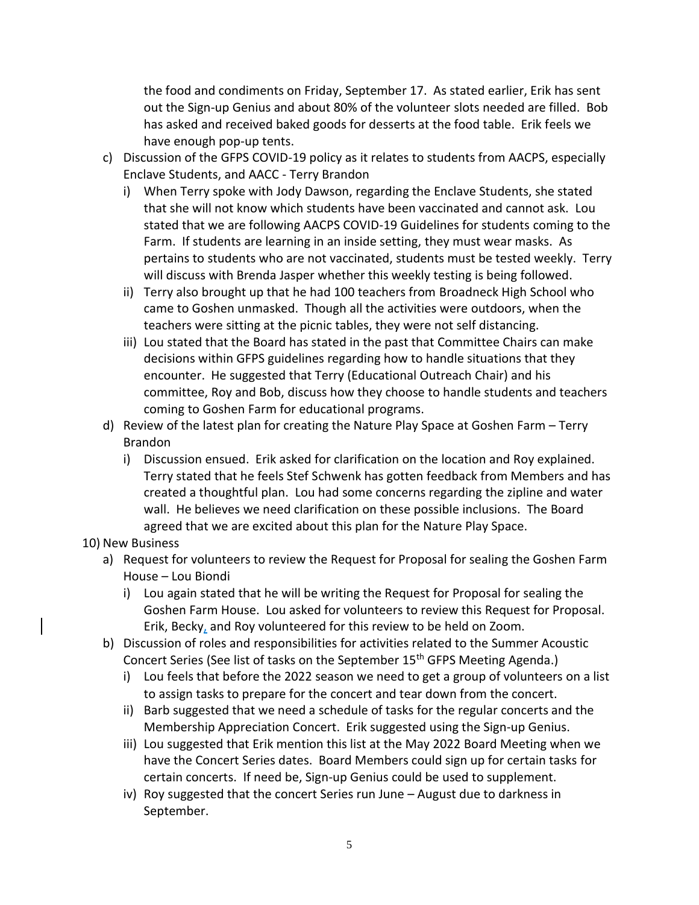the food and condiments on Friday, September 17. As stated earlier, Erik has sent out the Sign-up Genius and about 80% of the volunteer slots needed are filled. Bob has asked and received baked goods for desserts at the food table. Erik feels we have enough pop-up tents.

c) Discussion of the GFPS COVID-19 policy as it relates to students from AACPS, especially Enclave Students, and AACC - Terry Brandon
   i) When Terry spoke with Jody Dawson, regarding the Enclave Students, she stated that she will not know which students have been vaccinated and cannot ask. Lou stated that we are following AACPS COVID-19 Guidelines for students coming to the Farm. If students are learning in an inside setting, they must wear masks. As pertains to students who are not vaccinated, students must be tested weekly. Terry will discuss with Brenda Jasper whether this weekly testing is being followed.
   ii) Terry also brought up that he had 100 teachers from Broadneck High School who came to Goshen unmasked. Though all the activities were outdoors, when the teachers were sitting at the picnic tables, they were not self distancing.
   iii) Lou stated that the Board has stated in the past that Committee Chairs can make decisions within GFPS guidelines regarding how to handle situations that they encounter. He suggested that Terry (Educational Outreach Chair) and his committee, Roy and Bob, discuss how they choose to handle students and teachers coming to Goshen Farm for educational programs.

d) Review of the latest plan for creating the Nature Play Space at Goshen Farm – Terry Brandon
   i) Discussion ensued. Erik asked for clarification on the location and Roy explained. Terry stated that he feels Stef Schwenk has gotten feedback from Members and has created a thoughtful plan. Lou had some concerns regarding the zipline and water wall. He believes we need clarification on these possible inclusions. The Board agreed that we are excited about this plan for the Nature Play Space.

10) New Business

a) Request for volunteers to review the Request for Proposal for sealing the Goshen Farm House – Lou Biondi
   i) Lou again stated that he will be writing the Request for Proposal for sealing the Goshen Farm House. Lou asked for volunteers to review this Request for Proposal. Erik, Becky, and Roy volunteered for this review to be held on Zoom.

b) Discussion of roles and responsibilities for activities related to the Summer Acoustic Concert Series (See list of tasks on the September 15th GFPS Meeting Agenda.)
   i) Lou feels that before the 2022 season we need to get a group of volunteers on a list to assign tasks to prepare for the concert and tear down from the concert.
   ii) Barb suggested that we need a schedule of tasks for the regular concerts and the Membership Appreciation Concert. Erik suggested using the Sign-up Genius.
   iii) Lou suggested that Erik mention this list at the May 2022 Board Meeting when we have the Concert Series dates. Board Members could sign up for certain tasks for certain concerts. If need be, Sign-up Genius could be used to supplement.
   iv) Roy suggested that the concert Series run June – August due to darkness in September.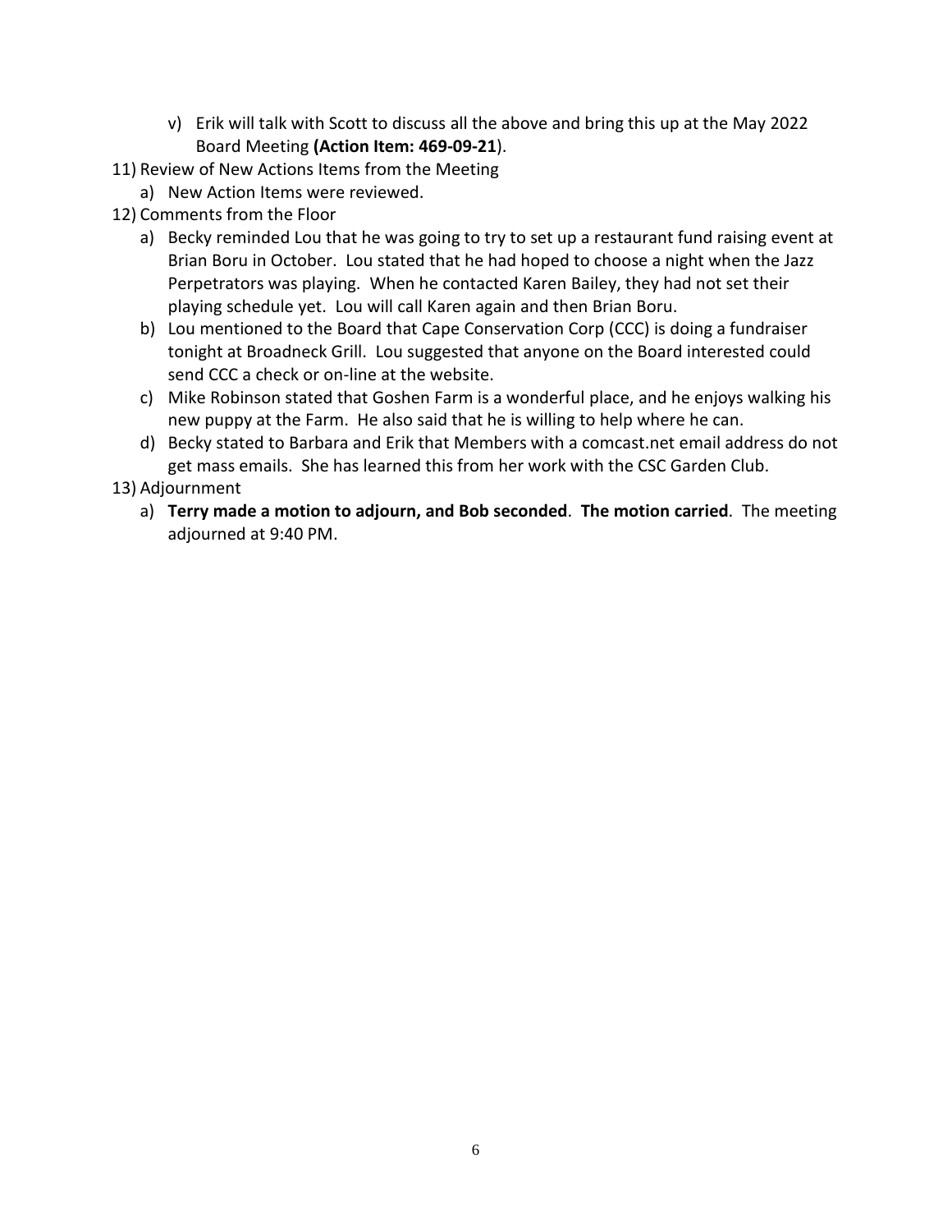v) Erik will talk with Scott to discuss all the above and bring this up at the May 2022 Board Meeting **(Action Item: 469-09-21**).

11) Review of New Actions Items from the Meeting
   a) New Action Items were reviewed.

12) Comments from the Floor
   a) Becky reminded Lou that he was going to try to set up a restaurant fund raising event at Brian Boru in October. Lou stated that he had hoped to choose a night when the Jazz Perpetrators was playing. When he contacted Karen Bailey, they had not set their playing schedule yet. Lou will call Karen again and then Brian Boru.
   b) Lou mentioned to the Board that Cape Conservation Corp (CCC) is doing a fundraiser tonight at Broadneck Grill. Lou suggested that anyone on the Board interested could send CCC a check or on-line at the website.
   c) Mike Robinson stated that Goshen Farm is a wonderful place, and he enjoys walking his new puppy at the Farm. He also said that he is willing to help where he can.
   d) Becky stated to Barbara and Erik that Members with a comcast.net email address do not get mass emails. She has learned this from her work with the CSC Garden Club.

13) Adjournment
   a) **Terry made a motion to adjourn, and Bob seconded**. **The motion carried**. The meeting adjourned at 9:40 PM.